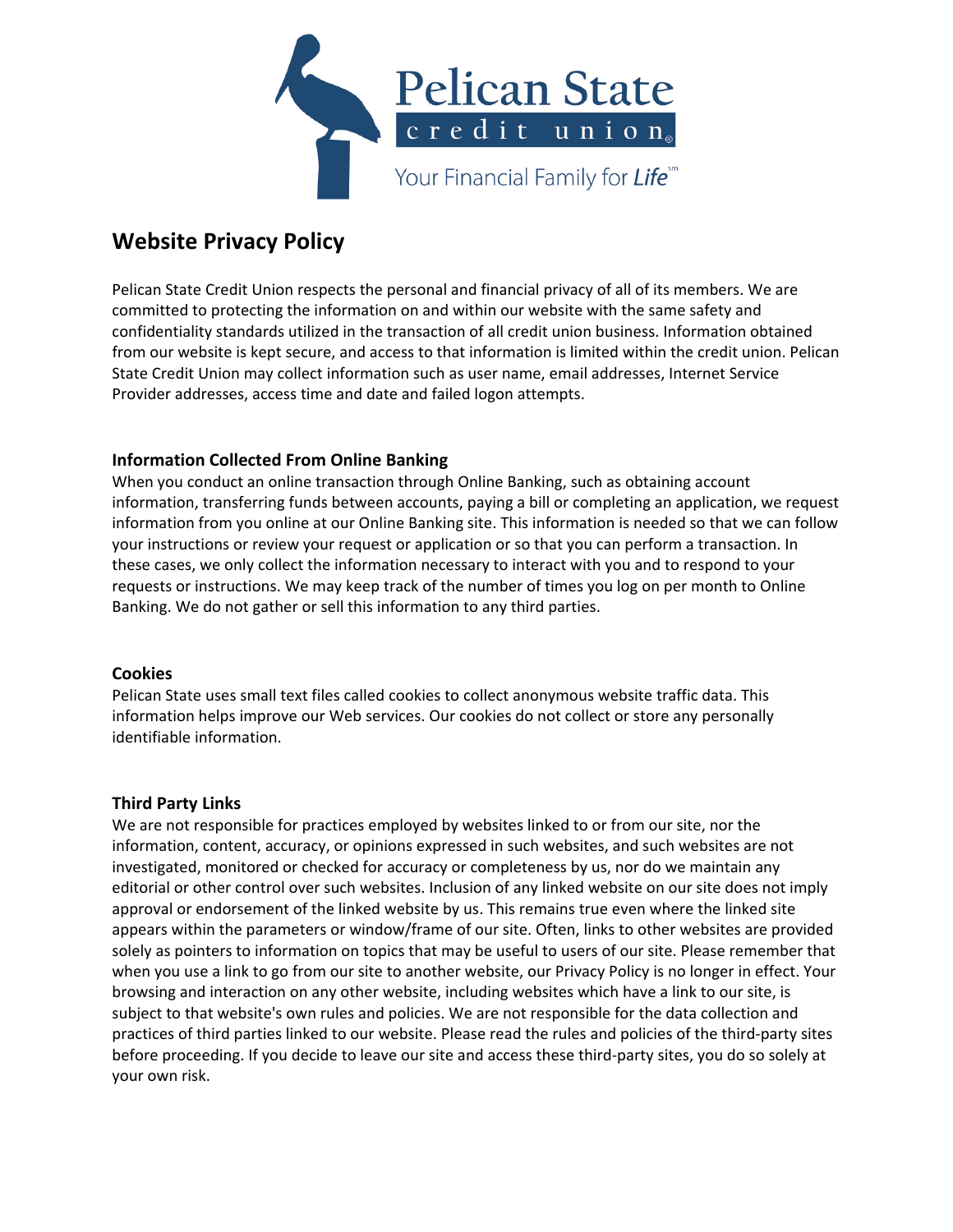Pelican State credit union

Your Financial Family for *Life*[sm]

# Website Privacy Policy

Pelican State Credit Union respects the personal and financial privacy of all of its members. We are committed to protecting the information on and within our website with the same safety and confidentiality standards utilized in the transaction of all credit union business. Information obtained from our website is kept secure, and access to that information is limited within the credit union. Pelican State Credit Union may collect information such as user name, email addresses, Internet Service Provider addresses, access time and date and failed logon attempts.

### Information Collected From Online Banking

When you conduct an online transaction through Online Banking, such as obtaining account information, transferring funds between accounts, paying a bill or completing an application, we request information from you online at our Online Banking site. This information is needed so that we can follow your instructions or review your request or application or so that you can perform a transaction. In these cases, we only collect the information necessary to interact with you and to respond to your requests or instructions. We may keep track of the number of times you log on per month to Online Banking. We do not gather or sell this information to any third parties.

### Cookies

Pelican State uses small text files called cookies to collect anonymous website traffic data. This information helps improve our Web services. Our cookies do not collect or store any personally identifiable information.

### Third Party Links

We are not responsible for practices employed by websites linked to or from our site, nor the information, content, accuracy, or opinions expressed in such websites, and such websites are not investigated, monitored or checked for accuracy or completeness by us, nor do we maintain any editorial or other control over such websites. Inclusion of any linked website on our site does not imply approval or endorsement of the linked website by us. This remains true even where the linked site appears within the parameters or window/frame of our site. Often, links to other websites are provided solely as pointers to information on topics that may be useful to users of our site. Please remember that when you use a link to go from our site to another website, our Privacy Policy is no longer in effect. Your browsing and interaction on any other website, including websites which have a link to our site, is subject to that website's own rules and policies. We are not responsible for the data collection and practices of third parties linked to our website. Please read the rules and policies of the third-party sites before proceeding. If you decide to leave our site and access these third-party sites, you do so solely at your own risk.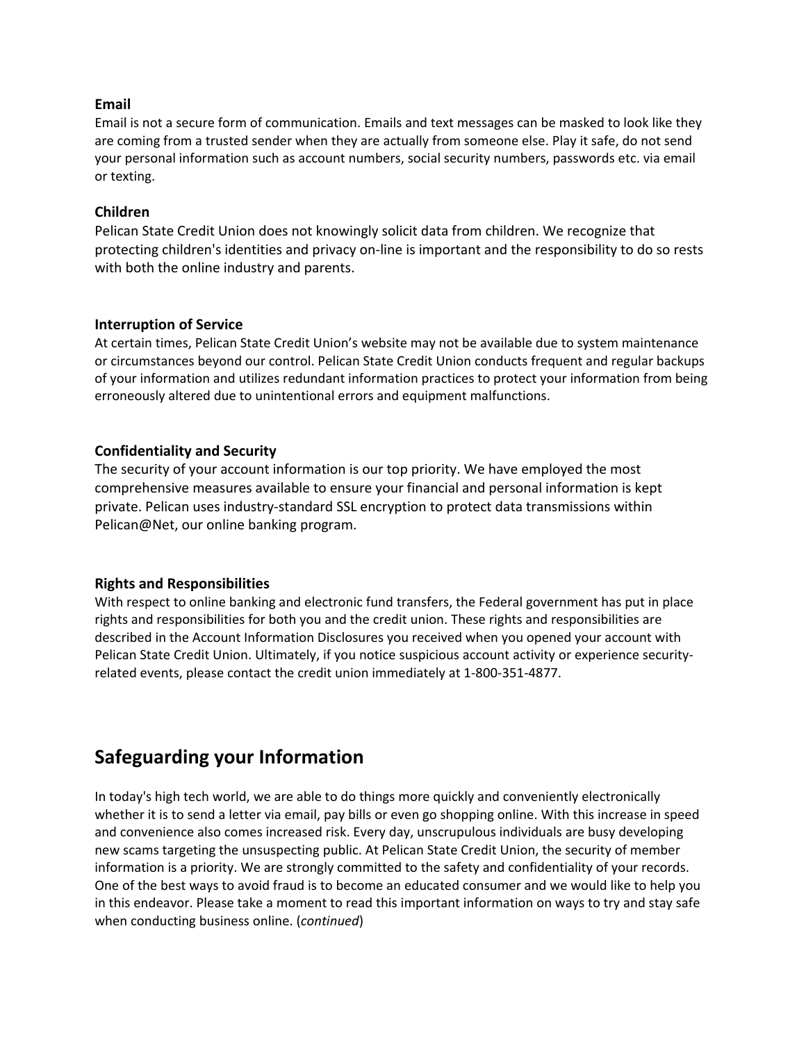**Email**

Email is not a secure form of communication. Emails and text messages can be masked to look like they are coming from a trusted sender when they are actually from someone else. Play it safe, do not send your personal information such as account numbers, social security numbers, passwords etc. via email or texting.

**Children**

Pelican State Credit Union does not knowingly solicit data from children. We recognize that protecting children's identities and privacy on-line is important and the responsibility to do so rests with both the online industry and parents.

**Interruption of Service**

At certain times, Pelican State Credit Union's website may not be available due to system maintenance or circumstances beyond our control. Pelican State Credit Union conducts frequent and regular backups of your information and utilizes redundant information practices to protect your information from being erroneously altered due to unintentional errors and equipment malfunctions.

**Confidentiality and Security**

The security of your account information is our top priority. We have employed the most comprehensive measures available to ensure your financial and personal information is kept private. Pelican uses industry-standard SSL encryption to protect data transmissions within Pelican@Net, our online banking program.

**Rights and Responsibilities**

With respect to online banking and electronic fund transfers, the Federal government has put in place rights and responsibilities for both you and the credit union. These rights and responsibilities are described in the Account Information Disclosures you received when you opened your account with Pelican State Credit Union. Ultimately, if you notice suspicious account activity or experience security-related events, please contact the credit union immediately at 1-800-351-4877.

## Safeguarding your Information

In today's high tech world, we are able to do things more quickly and conveniently electronically whether it is to send a letter via email, pay bills or even go shopping online. With this increase in speed and convenience also comes increased risk. Every day, unscrupulous individuals are busy developing new scams targeting the unsuspecting public. At Pelican State Credit Union, the security of member information is a priority. We are strongly committed to the safety and confidentiality of your records. One of the best ways to avoid fraud is to become an educated consumer and we would like to help you in this endeavor. Please take a moment to read this important information on ways to try and stay safe when conducting business online. (*continued*)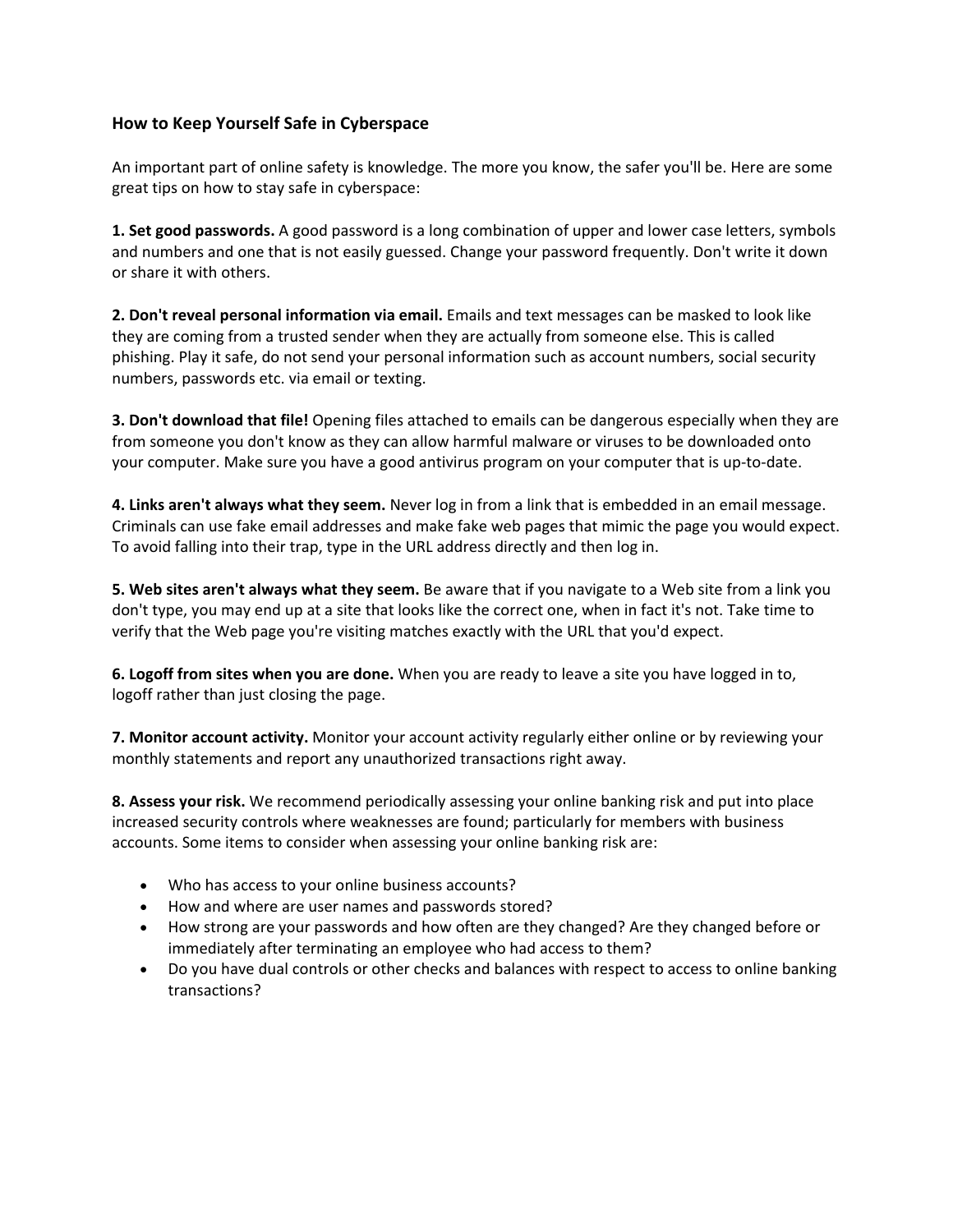## How to Keep Yourself Safe in Cyberspace

An important part of online safety is knowledge. The more you know, the safer you'll be. Here are some great tips on how to stay safe in cyberspace:

**1. Set good passwords.** A good password is a long combination of upper and lower case letters, symbols and numbers and one that is not easily guessed. Change your password frequently. Don't write it down or share it with others.

**2. Don't reveal personal information via email.** Emails and text messages can be masked to look like they are coming from a trusted sender when they are actually from someone else. This is called phishing. Play it safe, do not send your personal information such as account numbers, social security numbers, passwords etc. via email or texting.

**3. Don't download that file!** Opening files attached to emails can be dangerous especially when they are from someone you don't know as they can allow harmful malware or viruses to be downloaded onto your computer. Make sure you have a good antivirus program on your computer that is up-to-date.

**4. Links aren't always what they seem.** Never log in from a link that is embedded in an email message. Criminals can use fake email addresses and make fake web pages that mimic the page you would expect. To avoid falling into their trap, type in the URL address directly and then log in.

**5. Web sites aren't always what they seem.** Be aware that if you navigate to a Web site from a link you don't type, you may end up at a site that looks like the correct one, when in fact it's not. Take time to verify that the Web page you're visiting matches exactly with the URL that you'd expect.

**6. Logoff from sites when you are done.** When you are ready to leave a site you have logged in to, logoff rather than just closing the page.

**7. Monitor account activity.** Monitor your account activity regularly either online or by reviewing your monthly statements and report any unauthorized transactions right away.

**8. Assess your risk.** We recommend periodically assessing your online banking risk and put into place increased security controls where weaknesses are found; particularly for members with business accounts. Some items to consider when assessing your online banking risk are:

- Who has access to your online business accounts?
- How and where are user names and passwords stored?
- How strong are your passwords and how often are they changed? Are they changed before or immediately after terminating an employee who had access to them?
- Do you have dual controls or other checks and balances with respect to access to online banking transactions?